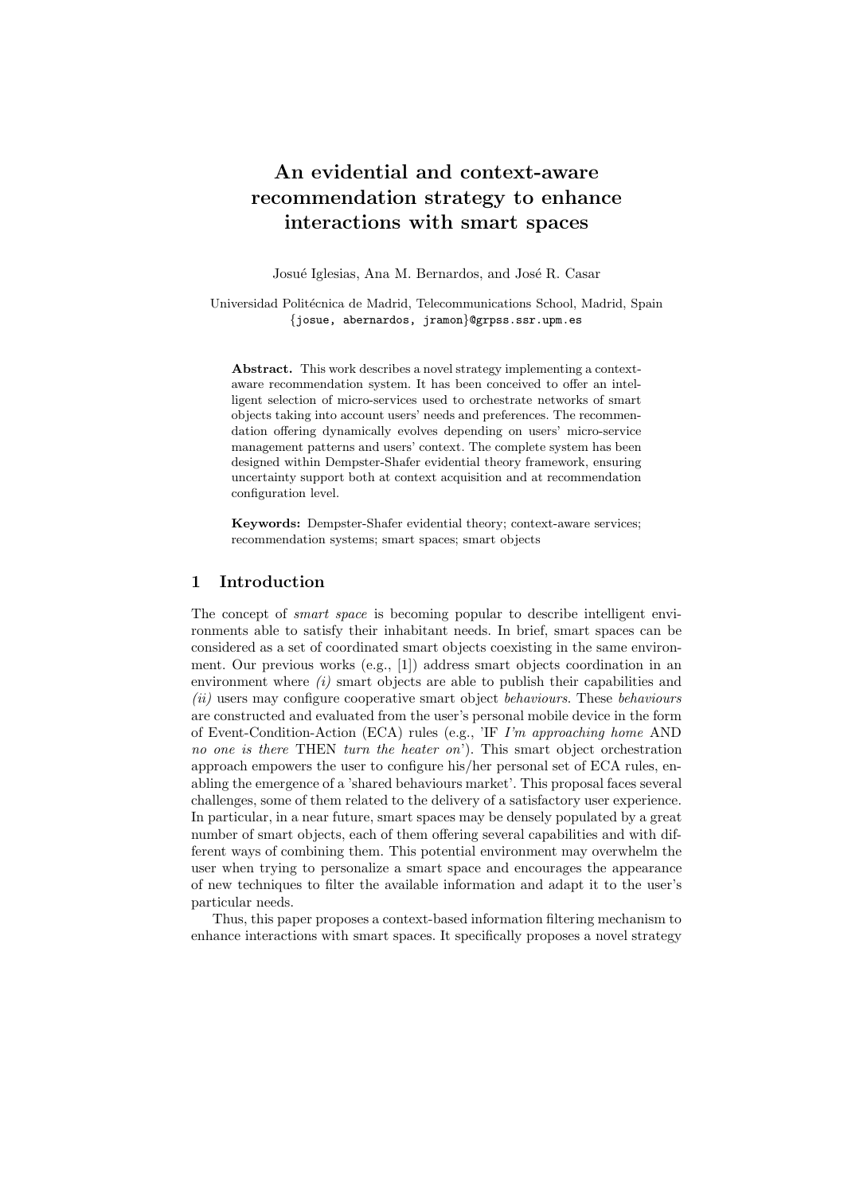# An evidential and context-aware recommendation strategy to enhance interactions with smart spaces

Josué Iglesias, Ana M. Bernardos, and José R. Casar

Universidad Politécnica de Madrid, Telecommunications School, Madrid, Spain
{josue, abernardos, jramon}@grpss.ssr.upm.es

**Abstract.** This work describes a novel strategy implementing a context-aware recommendation system. It has been conceived to offer an intelligent selection of micro-services used to orchestrate networks of smart objects taking into account users' needs and preferences. The recommendation offering dynamically evolves depending on users' micro-service management patterns and users' context. The complete system has been designed within Dempster-Shafer evidential theory framework, ensuring uncertainty support both at context acquisition and at recommendation configuration level.

**Keywords:** Dempster-Shafer evidential theory; context-aware services; recommendation systems; smart spaces; smart objects

## 1 Introduction

The concept of *smart space* is becoming popular to describe intelligent environments able to satisfy their inhabitant needs. In brief, smart spaces can be considered as a set of coordinated smart objects coexisting in the same environment. Our previous works (e.g., [1]) address smart objects coordination in an environment where *(i)* smart objects are able to publish their capabilities and *(ii)* users may configure cooperative smart object *behaviours*. These *behaviours* are constructed and evaluated from the user's personal mobile device in the form of Event-Condition-Action (ECA) rules (e.g., 'IF *I'm approaching home* AND *no one is there* THEN *turn the heater on*'). This smart object orchestration approach empowers the user to configure his/her personal set of ECA rules, enabling the emergence of a 'shared behaviours market'. This proposal faces several challenges, some of them related to the delivery of a satisfactory user experience. In particular, in a near future, smart spaces may be densely populated by a great number of smart objects, each of them offering several capabilities and with different ways of combining them. This potential environment may overwhelm the user when trying to personalize a smart space and encourages the appearance of new techniques to filter the available information and adapt it to the user's particular needs.

Thus, this paper proposes a context-based information filtering mechanism to enhance interactions with smart spaces. It specifically proposes a novel strategy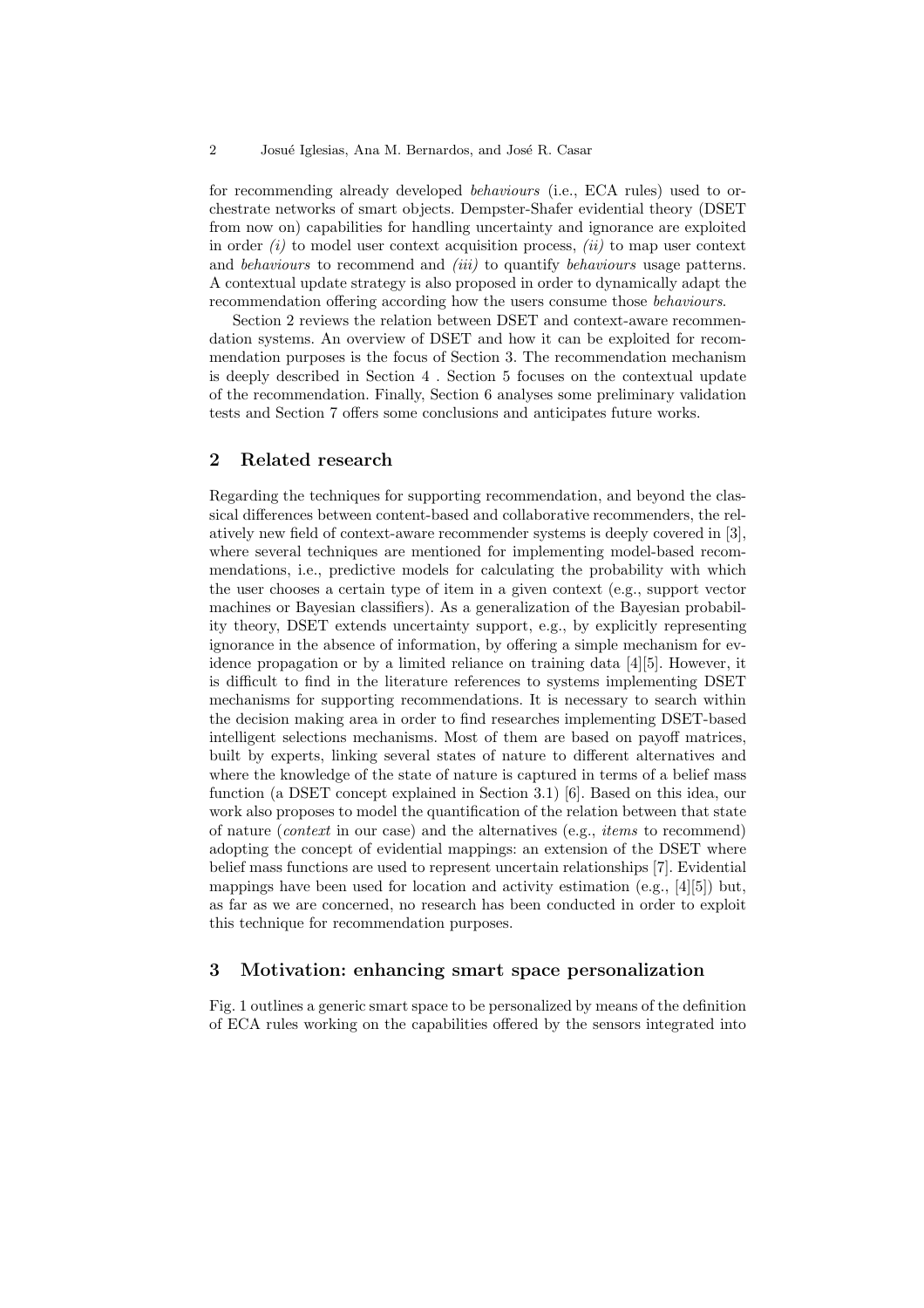for recommending already developed *behaviours* (i.e., ECA rules) used to orchestrate networks of smart objects. Dempster-Shafer evidential theory (DSET from now on) capabilities for handling uncertainty and ignorance are exploited in order *(i)* to model user context acquisition process, *(ii)* to map user context and *behaviours* to recommend and *(iii)* to quantify *behaviours* usage patterns. A contextual update strategy is also proposed in order to dynamically adapt the recommendation offering according how the users consume those *behaviours*.

Section 2 reviews the relation between DSET and context-aware recommendation systems. An overview of DSET and how it can be exploited for recommendation purposes is the focus of Section 3. The recommendation mechanism is deeply described in Section 4 . Section 5 focuses on the contextual update of the recommendation. Finally, Section 6 analyses some preliminary validation tests and Section 7 offers some conclusions and anticipates future works.

## 2 Related research

Regarding the techniques for supporting recommendation, and beyond the classical differences between content-based and collaborative recommenders, the relatively new field of context-aware recommender systems is deeply covered in [3], where several techniques are mentioned for implementing model-based recommendations, i.e., predictive models for calculating the probability with which the user chooses a certain type of item in a given context (e.g., support vector machines or Bayesian classifiers). As a generalization of the Bayesian probability theory, DSET extends uncertainty support, e.g., by explicitly representing ignorance in the absence of information, by offering a simple mechanism for evidence propagation or by a limited reliance on training data [4][5]. However, it is difficult to find in the literature references to systems implementing DSET mechanisms for supporting recommendations. It is necessary to search within the decision making area in order to find researches implementing DSET-based intelligent selections mechanisms. Most of them are based on payoff matrices, built by experts, linking several states of nature to different alternatives and where the knowledge of the state of nature is captured in terms of a belief mass function (a DSET concept explained in Section 3.1) [6]. Based on this idea, our work also proposes to model the quantification of the relation between that state of nature (*context* in our case) and the alternatives (e.g., *items* to recommend) adopting the concept of evidential mappings: an extension of the DSET where belief mass functions are used to represent uncertain relationships [7]. Evidential mappings have been used for location and activity estimation (e.g., [4][5]) but, as far as we are concerned, no research has been conducted in order to exploit this technique for recommendation purposes.

## 3 Motivation: enhancing smart space personalization

Fig. 1 outlines a generic smart space to be personalized by means of the definition of ECA rules working on the capabilities offered by the sensors integrated into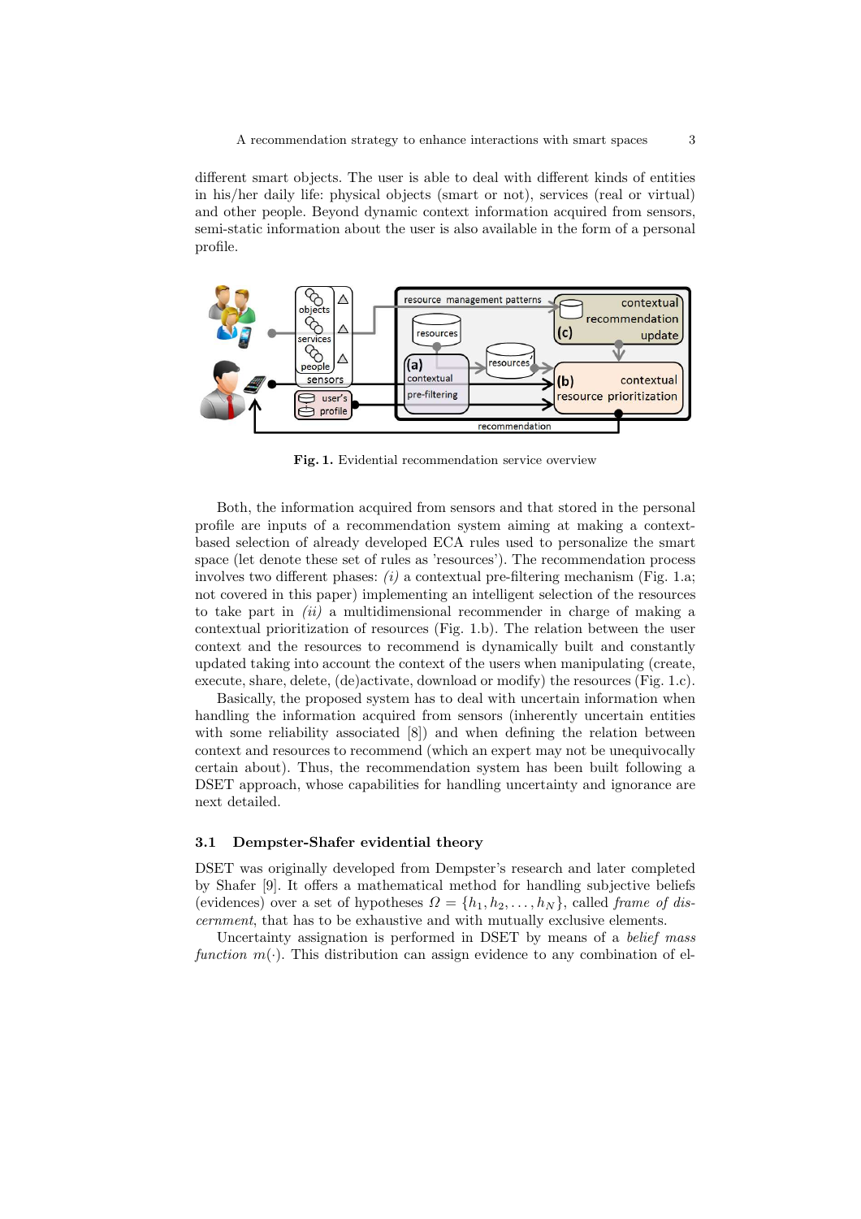different smart objects. The user is able to deal with different kinds of entities in his/her daily life: physical objects (smart or not), services (real or virtual) and other people. Beyond dynamic context information acquired from sensors, semi-static information about the user is also available in the form of a personal profile.

**Fig. 1.** Evidential recommendation service overview

Both, the information acquired from sensors and that stored in the personal profile are inputs of a recommendation system aiming at making a context-based selection of already developed ECA rules used to personalize the smart space (let denote these set of rules as 'resources'). The recommendation process involves two different phases: *(i)* a contextual pre-filtering mechanism (Fig. 1.a; not covered in this paper) implementing an intelligent selection of the resources to take part in *(ii)* a multidimensional recommender in charge of making a contextual prioritization of resources (Fig. 1.b). The relation between the user context and the resources to recommend is dynamically built and constantly updated taking into account the context of the users when manipulating (create, execute, share, delete, (de)activate, download or modify) the resources (Fig. 1.c).

Basically, the proposed system has to deal with uncertain information when handling the information acquired from sensors (inherently uncertain entities with some reliability associated [8]) and when defining the relation between context and resources to recommend (which an expert may not be unequivocally certain about). Thus, the recommendation system has been built following a DSET approach, whose capabilities for handling uncertainty and ignorance are next detailed.

### 3.1 Dempster-Shafer evidential theory

DSET was originally developed from Dempster's research and later completed by Shafer [9]. It offers a mathematical method for handling subjective beliefs (evidences) over a set of hypotheses $\Omega = \{h_1, h_2, \ldots, h_N\}$, called *frame of discernment*, that has to be exhaustive and with mutually exclusive elements.

Uncertainty assignation is performed in DSET by means of a *belief mass function* $m(\cdot)$. This distribution can assign evidence to any combination of el-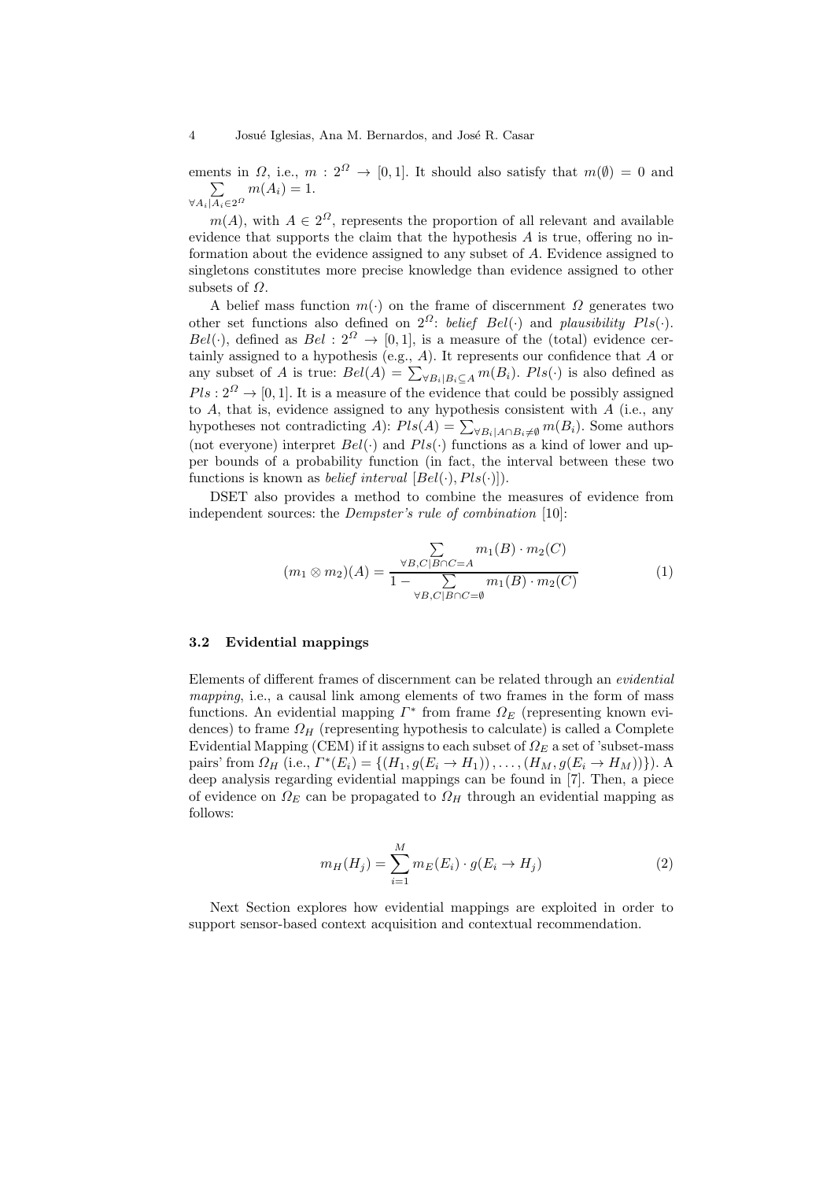ements in $\Omega$, i.e., $m : 2^{\Omega} \rightarrow [0, 1]$. It should also satisfy that $m(\emptyset) = 0$ and $\sum_{\forall A_i | A_i \in 2^{\Omega}} m(A_i) = 1$.

$m(A)$, with $A \in 2^{\Omega}$, represents the proportion of all relevant and available evidence that supports the claim that the hypothesis $A$ is true, offering no information about the evidence assigned to any subset of $A$. Evidence assigned to singletons constitutes more precise knowledge than evidence assigned to other subsets of $\Omega$.

A belief mass function $m(\cdot)$ on the frame of discernment $\Omega$ generates two other set functions also defined on $2^{\Omega}$: *belief* $Bel(\cdot)$ and *plausibility* $Pls(\cdot)$. $Bel(\cdot)$, defined as $Bel : 2^{\Omega} \rightarrow [0, 1]$, is a measure of the (total) evidence certainly assigned to a hypothesis (e.g., $A$). It represents our confidence that $A$ or any subset of $A$ is true: $Bel(A) = \sum_{\forall B_i | B_i \subseteq A} m(B_i)$. $Pls(\cdot)$ is also defined as $Pls : 2^{\Omega} \rightarrow [0, 1]$. It is a measure of the evidence that could be possibly assigned to $A$, that is, evidence assigned to any hypothesis consistent with $A$ (i.e., any hypotheses not contradicting $A$): $Pls(A) = \sum_{\forall B_i | A \cap B_i \neq \emptyset} m(B_i)$. Some authors (not everyone) interpret $Bel(\cdot)$ and $Pls(\cdot)$ functions as a kind of lower and upper bounds of a probability function (in fact, the interval between these two functions is known as *belief interval* $[Bel(\cdot), Pls(\cdot)]$).

DSET also provides a method to combine the measures of evidence from independent sources: the *Dempster's rule of combination* [10]:

$$(m_1 \otimes m_2)(A) = \frac{\sum_{\forall B,C | B \cap C = A} m_1(B) \cdot m_2(C)}{1 - \sum_{\forall B,C | B \cap C = \emptyset} m_1(B) \cdot m_2(C)} \tag{1}$$

### 3.2 Evidential mappings

Elements of different frames of discernment can be related through an *evidential mapping*, i.e., a causal link among elements of two frames in the form of mass functions. An evidential mapping $\Gamma^*$ from frame $\Omega_E$ (representing known evidences) to frame $\Omega_H$ (representing hypothesis to calculate) is called a Complete Evidential Mapping (CEM) if it assigns to each subset of $\Omega_E$ a set of 'subset-mass pairs' from $\Omega_H$ (i.e., $\Gamma^*(E_i) = \{(H_1, g(E_i \rightarrow H_1)), \ldots, (H_M, g(E_i \rightarrow H_M))\}$). A deep analysis regarding evidential mappings can be found in [7]. Then, a piece of evidence on $\Omega_E$ can be propagated to $\Omega_H$ through an evidential mapping as follows:

$$m_H(H_j) = \sum_{i=1}^{M} m_E(E_i) \cdot g(E_i \rightarrow H_j) \tag{2}$$

Next Section explores how evidential mappings are exploited in order to support sensor-based context acquisition and contextual recommendation.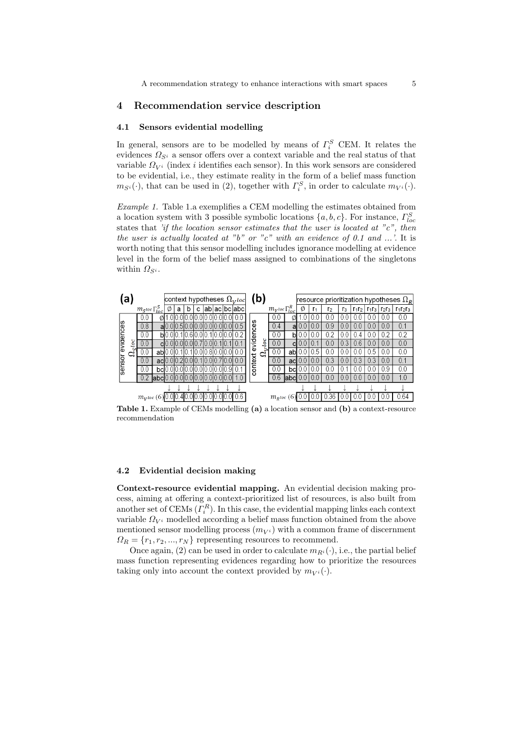## 4 Recommendation service description

### 4.1 Sensors evidential modelling

In general, sensors are to be modelled by means of $\Gamma_i^S$ CEM. It relates the evidences $\Omega_{S^i}$ a sensor offers over a context variable and the real status of that variable $\Omega_{V^i}$ (index $i$ identifies each sensor). In this work sensors are considered to be evidential, i.e., they estimate reality in the form of a belief mass function $m_{S^i}(\cdot)$, that can be used in (2), together with $\Gamma_i^S$, in order to calculate $m_{V^i}(\cdot)$.

*Example 1.* Table 1.a exemplifies a CEM modelling the estimates obtained from a location system with 3 possible symbolic locations $\{a, b, c\}$. For instance, $\Gamma_{loc}^S$ states that *'if the location sensor estimates that the user is located at "c", then the user is actually located at "b" or "c" with an evidence of 0.1 and ...'*. It is worth noting that this sensor modelling includes ignorance modelling at evidence level in the form of the belief mass assigned to combinations of the singletons within $\Omega_{S^i}$.

**(a)** sensor evidences $\Omega_{S^{loc}}$ / context hypotheses $\Omega_{V^{loc}}$

| $m_{S^{loc}}$ | $\Gamma_{loc}^S$ | ∅ | a | b | c | ab | ac | bc | abc |
|---|---|---|---|---|---|---|---|---|---|
| 0.0 | ∅ | 1.0 | 0.0 | 0.0 | 0.0 | 0.0 | 0.0 | 0.0 | 0.0 |
| 0.8 | a | 0.0 | 0.5 | 0.0 | 0.0 | 0.0 | 0.0 | 0.0 | 0.5 |
| 0.0 | b | 0.0 | 0.1 | 0.6 | 0.0 | 0.1 | 0.0 | 0.0 | 0.2 |
| 0.0 | c | 0.0 | 0.0 | 0.0 | 0.7 | 0.0 | 0.1 | 0.1 | 0.1 |
| 0.0 | ab | 0.0 | 0.1 | 0.1 | 0.0 | 0.8 | 0.0 | 0.0 | 0.0 |
| 0.0 | ac | 0.0 | 0.2 | 0.0 | 0.1 | 0.0 | 0.7 | 0.0 | 0.0 |
| 0.0 | bc | 0.0 | 0.0 | 0.0 | 0.0 | 0.0 | 0.0 | 0.9 | 0.1 |
| 0.2 | abc | 0.0 | 0.0 | 0.0 | 0.0 | 0.0 | 0.0 | 0.0 | 1.0 |
| $m_{V^{loc}}$ (6) | | 0.0 | 0.4 | 0.0 | 0.0 | 0.0 | 0.0 | 0.0 | 0.6 |

**(b)** context evidences $\Omega_{V^{loc}}$ / resource prioritization hypotheses $\Omega_R$

| $m_{V^{loc}}$ | $\Gamma_{loc}^R$ | ∅ | r1 | r2 | r3 | r1r2 | r1r3 | r2r3 | r1r2r3 |
|---|---|---|---|---|---|---|---|---|---|
| 0.0 | ∅ | 1.0 | 0.0 | 0.0 | 0.0 | 0.0 | 0.0 | 0.0 | 0.0 |
| 0.4 | a | 0.0 | 0.0 | 0.9 | 0.0 | 0.0 | 0.0 | 0.0 | 0.1 |
| 0.0 | b | 0.0 | 0.0 | 0.2 | 0.0 | 0.4 | 0.0 | 0.2 | 0.2 |
| 0.0 | c | 0.0 | 0.1 | 0.0 | 0.3 | 0.6 | 0.0 | 0.0 | 0.0 |
| 0.0 | ab | 0.0 | 0.5 | 0.0 | 0.0 | 0.0 | 0.5 | 0.0 | 0.0 |
| 0.0 | ac | 0.0 | 0.0 | 0.3 | 0.0 | 0.3 | 0.3 | 0.0 | 0.1 |
| 0.0 | bc | 0.0 | 0.0 | 0.0 | 0.1 | 0.0 | 0.0 | 0.9 | 0.0 |
| 0.6 | abc | 0.0 | 0.0 | 0.0 | 0.0 | 0.0 | 0.0 | 0.0 | 1.0 |
| $m_{R^{loc}}$ (6) | | 0.0 | 0.0 | 0.36 | 0.0 | 0.0 | 0.0 | 0.0 | 0.64 |

**Table 1.** Example of CEMs modelling **(a)** a location sensor and **(b)** a context-resource recommendation

### 4.2 Evidential decision making

**Context-resource evidential mapping.** An evidential decision making process, aiming at offering a context-prioritized list of resources, is also built from another set of CEMs ($\Gamma_i^R$). In this case, the evidential mapping links each context variable $\Omega_{V^i}$ modelled according a belief mass function obtained from the above mentioned sensor modelling process ($m_{V^i}$) with a common frame of discernment $\Omega_R = \{r_1, r_2, ..., r_N\}$ representing resources to recommend.

Once again, (2) can be used in order to calculate $m_{R^i}(\cdot)$, i.e., the partial belief mass function representing evidences regarding how to prioritize the resources taking only into account the context provided by $m_{V^i}(\cdot)$.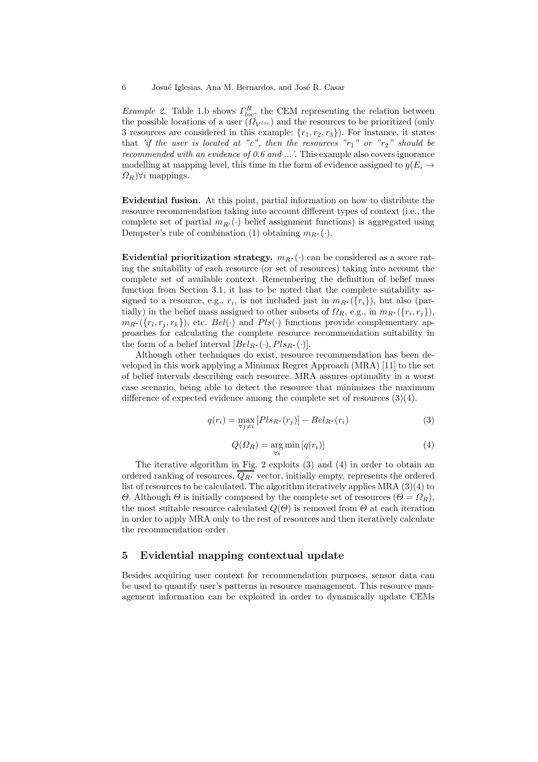*Example 2.* Table 1.b shows $\Gamma_{loc}^{R}$, the CEM representing the relation between the possible locations of a user ($\Omega_{V^{loc}}$) and the resources to be prioritized (only 3 resources are considered in this example: $\{r_1, r_2, r_3\}$). For instance, it states that *'if the user is located at "c", then the resources "$r_1$" or "$r_2$" should be recommended with an evidence of 0.6 and ...'*. This example also covers ignorance modelling at mapping level, this time in the form of evidence assigned to $g(E_i \rightarrow \Omega_R) \forall i$ mappings.

**Evidential fusion.** At this point, partial information on how to distribute the resource recommendation taking into account different types of context (i.e., the complete set of partial $m_{R^i}(\cdot)$ belief assignment functions) is aggregated using Dempster's rule of combination (1) obtaining $m_{R^*}(\cdot)$.

**Evidential prioritization strategy.** $m_{R^*}(\cdot)$ can be considered as a score rating the suitability of each resource (or set of resources) taking into account the complete set of available context. Remembering the definition of belief mass function from Section 3.1, it has to be noted that the complete suitability assigned to a resource, e.g., $r_i$, is not included just in $m_{R^*}(\{r_i\})$, but also (partially) in the belief mass assigned to other subsets of $\Omega_R$, e.g., in $m_{R^*}(\{r_i, r_j\})$, $m_{R^*}(\{r_i, r_j, r_k\})$, etc. $Bel(\cdot)$ and $Pls(\cdot)$ functions provide complementary approaches for calculating the complete resource recommendation suitability in the form of a belief interval $[Bel_{R^*}(\cdot), Pls_{R^*}(\cdot)]$.

Although other techniques do exist, resource recommendation has been developed in this work applying a Minimax Regret Approach (MRA) [11] to the set of belief intervals describing each resource. MRA assures optimality in a worst case scenario, being able to detect the resource that minimizes the maximum difference of expected evidence among the complete set of resources (3)(4).

$$q(r_i) = \max_{\forall j \neq i} [Pls_{R^*}(r_j)] - Bel_{R^*}(r_i) \tag{3}$$

$$Q(\Omega_R) = \arg\min_{\forall i} [q(r_i)] \tag{4}$$

The iterative algorithm in Fig. 2 exploits (3) and (4) in order to obtain an ordered ranking of resources. $\overline{Q_{R^*}}$ vector, initially empty, represents the ordered list of resources to be calculated. The algorithm iteratively applies MRA (3)(4) to $\Theta$. Although $\Theta$ is initially composed by the complete set of resources ($\Theta = \Omega_R$), the most suitable resource calculated $Q(\Theta)$ is removed from $\Theta$ at each iteration in order to apply MRA only to the rest of resources and then iteratively calculate the recommendation order.

## 5 Evidential mapping contextual update

Besides acquiring user context for recommendation purposes, sensor data can be used to quantify user's patterns in resource management. This resource management information can be exploited in order to dynamically update CEMs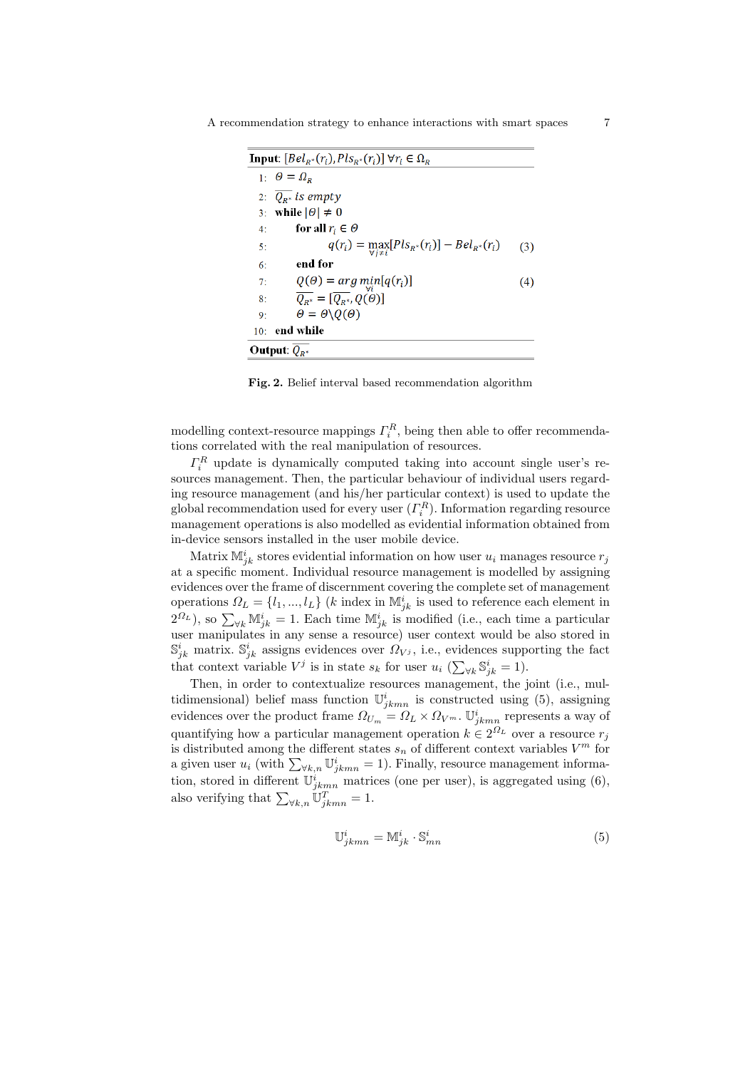**Input**: $[Bel_{R^*}(r_i), Pls_{R^*}(r_i)] \; \forall r_i \in \Omega_R$

```
1:  Θ = Ω_R
2:  Q_{R*} is empty
3:  while |Θ| ≠ 0
4:      for all r_i ∈ Θ
5:          q(r_i) = max_{∀j≠i}[Pls_{R*}(r_i)] − Bel_{R*}(r_i)      (3)
6:      end for
7:      Q(Θ) = arg min_{∀i}[q(r_i)]                              (4)
8:      Q_{R*} = [Q_{R*}, Q(Θ)]
9:      Θ = Θ \ Q(Θ)
10: end while
```

**Output**: $\overline{Q_{R^*}}$

$$q(r_i) = \max_{\forall j \neq i}[Pls_{R^*}(r_i)] - Bel_{R^*}(r_i) \tag{3}$$

$$Q(\Theta) = arg\,\min_{\forall i}[q(r_i)] \tag{4}$$

**Fig. 2.** Belief interval based recommendation algorithm

modelling context-resource mappings $\Gamma_i^R$, being then able to offer recommendations correlated with the real manipulation of resources.

$\Gamma_i^R$ update is dynamically computed taking into account single user's resources management. Then, the particular behaviour of individual users regarding resource management (and his/her particular context) is used to update the global recommendation used for every user ($\Gamma_i^R$). Information regarding resource management operations is also modelled as evidential information obtained from in-device sensors installed in the user mobile device.

Matrix $\mathbb{M}_{jk}^i$ stores evidential information on how user $u_i$ manages resource $r_j$ at a specific moment. Individual resource management is modelled by assigning evidences over the frame of discernment covering the complete set of management operations $\Omega_L = \{l_1, ..., l_L\}$ ($k$ index in $\mathbb{M}_{jk}^i$ is used to reference each element in $2^{\Omega_L}$), so $\sum_{\forall k} \mathbb{M}_{jk}^i = 1$. Each time $\mathbb{M}_{jk}^i$ is modified (i.e., each time a particular user manipulates in any sense a resource) user context would be also stored in $\mathbb{S}_{jk}^i$ matrix. $\mathbb{S}_{jk}^i$ assigns evidences over $\Omega_{V^j}$, i.e., evidences supporting the fact that context variable $V^j$ is in state $s_k$ for user $u_i$ ($\sum_{\forall k} \mathbb{S}_{jk}^i = 1$).

Then, in order to contextualize resources management, the joint (i.e., multidimensional) belief mass function $\mathbb{U}_{jkmn}^i$ is constructed using (5), assigning evidences over the product frame $\Omega_{U_m} = \Omega_L \times \Omega_{V^m}$. $\mathbb{U}_{jkmn}^i$ represents a way of quantifying how a particular management operation $k \in 2^{\Omega_L}$ over a resource $r_j$ is distributed among the different states $s_n$ of different context variables $V^m$ for a given user $u_i$ (with $\sum_{\forall k,n} \mathbb{U}_{jkmn}^i = 1$). Finally, resource management information, stored in different $\mathbb{U}_{jkmn}^i$ matrices (one per user), is aggregated using (6), also verifying that $\sum_{\forall k,n} \mathbb{U}_{jkmn}^T = 1$.

$$\mathbb{U}_{jkmn}^i = \mathbb{M}_{jk}^i \cdot \mathbb{S}_{mn}^i \tag{5}$$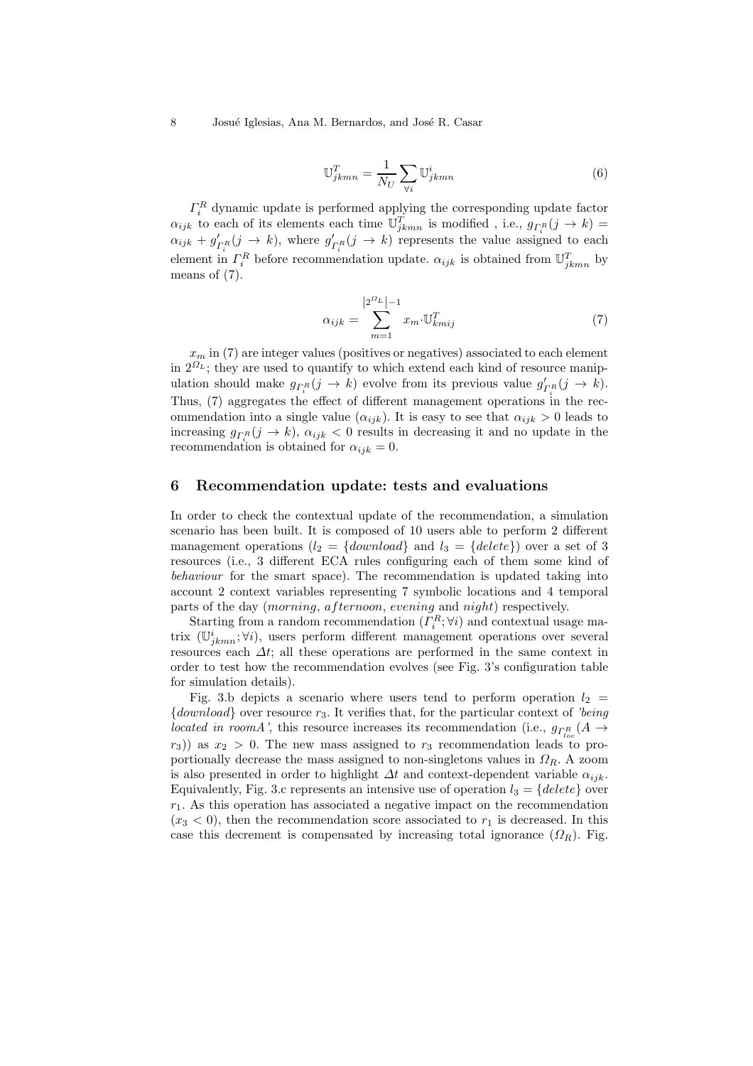$$\mathbb{U}^T_{jkmn} = \frac{1}{N_U} \sum_{\forall i} \mathbb{U}^i_{jkmn} \tag{6}$$

$\Gamma^R_i$ dynamic update is performed applying the corresponding update factor $\alpha_{ijk}$ to each of its elements each time $\mathbb{U}^T_{jkmn}$ is modified , i.e., $g_{\Gamma^R_i}(j \to k) = \alpha_{ijk} + g'_{\Gamma^R_i}(j \to k)$, where $g'_{\Gamma^R_i}(j \to k)$ represents the value assigned to each element in $\Gamma^R_i$ before recommendation update. $\alpha_{ijk}$ is obtained from $\mathbb{U}^T_{jkmn}$ by means of (7).

$$\alpha_{ijk} = \sum_{m=1}^{\left|2^{\Omega_L}\right|-1} x_m \cdot \mathbb{U}^T_{kmij} \tag{7}$$

$x_m$ in (7) are integer values (positives or negatives) associated to each element in $2^{\Omega_L}$; they are used to quantify to which extend each kind of resource manipulation should make $g_{\Gamma^R_i}(j \to k)$ evolve from its previous value $g'_{\Gamma^R_i}(j \to k)$. Thus, (7) aggregates the effect of different management operations in the recommendation into a single value ($\alpha_{ijk}$). It is easy to see that $\alpha_{ijk} > 0$ leads to increasing $g_{\Gamma^R_i}(j \to k)$, $\alpha_{ijk} < 0$ results in decreasing it and no update in the recommendation is obtained for $\alpha_{ijk} = 0$.

## 6 Recommendation update: tests and evaluations

In order to check the contextual update of the recommendation, a simulation scenario has been built. It is composed of 10 users able to perform 2 different management operations ($l_2 = \{download\}$ and $l_3 = \{delete\}$) over a set of 3 resources (i.e., 3 different ECA rules configuring each of them some kind of *behaviour* for the smart space). The recommendation is updated taking into account 2 context variables representing 7 symbolic locations and 4 temporal parts of the day (*morning*, *afternoon*, *evening* and *night*) respectively.

Starting from a random recommendation ($\Gamma^R_i; \forall i$) and contextual usage matrix ($\mathbb{U}^i_{jkmn}; \forall i$), users perform different management operations over several resources each $\Delta t$; all these operations are performed in the same context in order to test how the recommendation evolves (see Fig. 3's configuration table for simulation details).

Fig. 3.b depicts a scenario where users tend to perform operation $l_2 = \{download\}$ over resource $r_3$. It verifies that, for the particular context of *'being located in roomA'*, this resource increases its recommendation (i.e., $g_{\Gamma^R_{loc}}(A \to r_3)$) as $x_2 > 0$. The new mass assigned to $r_3$ recommendation leads to proportionally decrease the mass assigned to non-singletons values in $\Omega_R$. A zoom is also presented in order to highlight $\Delta t$ and context-dependent variable $\alpha_{ijk}$. Equivalently, Fig. 3.c represents an intensive use of operation $l_3 = \{delete\}$ over $r_1$. As this operation has associated a negative impact on the recommendation ($x_3 < 0$), then the recommendation score associated to $r_1$ is decreased. In this case this decrement is compensated by increasing total ignorance ($\Omega_R$). Fig.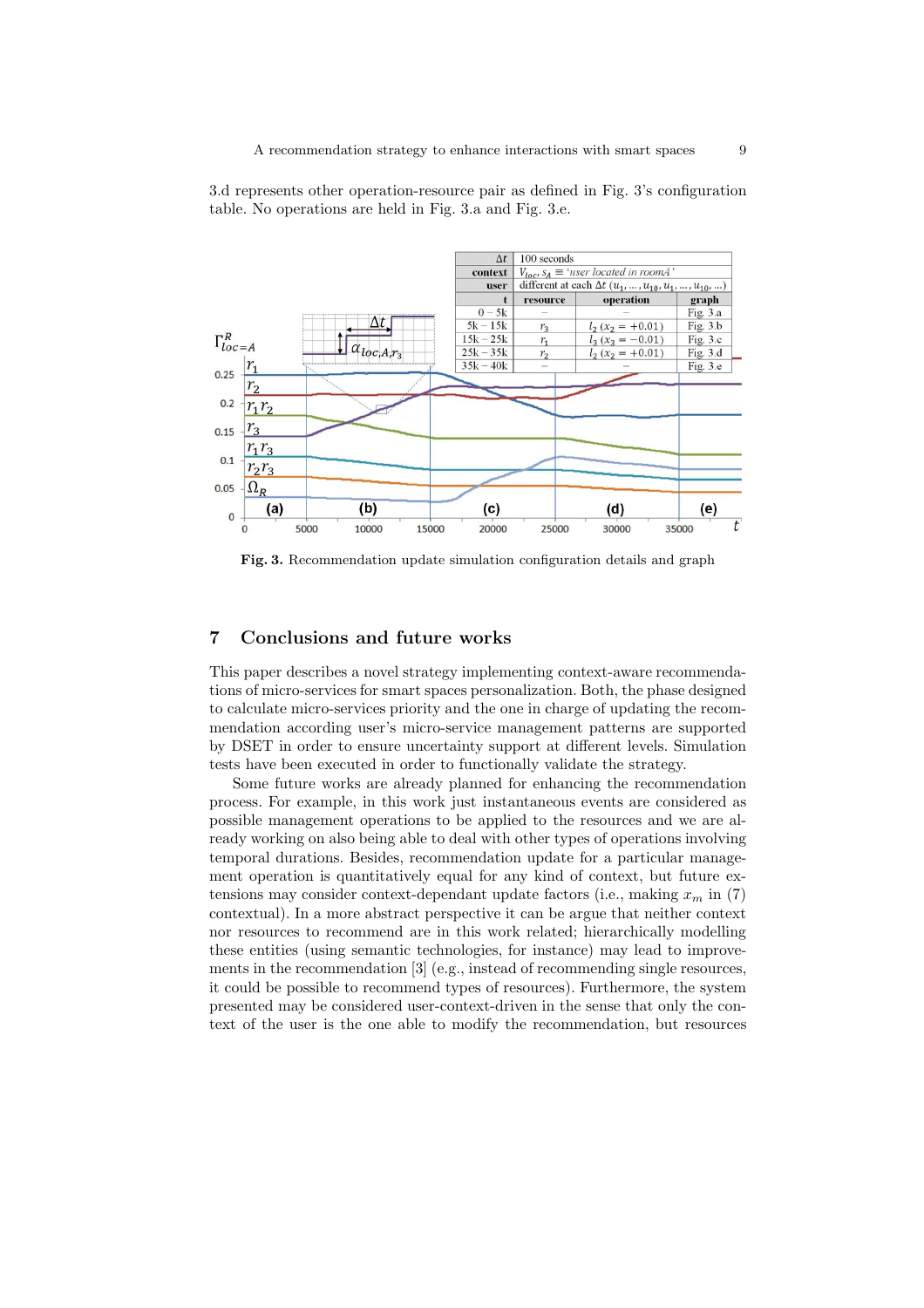3.d represents other operation-resource pair as defined in Fig. 3's configuration table. No operations are held in Fig. 3.a and Fig. 3.e.

| $\Delta t$ | 100 seconds | | |
|---|---|---|---|
| **context** | $V_{loc}, s_A \equiv$ '*user located in roomA*' | | |
| **user** | different at each $\Delta t$ $(u_1, ..., u_{10}, u_1, ..., u_{10}, ...)$ | | |
| **t** | **resource** | **operation** | **graph** |
| 0 – 5k | – | – | Fig. 3.a |
| 5k – 15k | $r_3$ | $l_2$ $(x_2 = +0.01)$ | Fig. 3.b |
| 15k – 25k | $r_1$ | $l_3$ $(x_3 = -0.01)$ | Fig. 3.c |
| 25k – 35k | $r_2$ | $l_2$ $(x_2 = +0.01)$ | Fig. 3.d |
| 35k – 40k | – | – | Fig. 3.e |

**Fig. 3.** Recommendation update simulation configuration details and graph

## 7 Conclusions and future works

This paper describes a novel strategy implementing context-aware recommendations of micro-services for smart spaces personalization. Both, the phase designed to calculate micro-services priority and the one in charge of updating the recommendation according user's micro-service management patterns are supported by DSET in order to ensure uncertainty support at different levels. Simulation tests have been executed in order to functionally validate the strategy.

Some future works are already planned for enhancing the recommendation process. For example, in this work just instantaneous events are considered as possible management operations to be applied to the resources and we are already working on also being able to deal with other types of operations involving temporal durations. Besides, recommendation update for a particular management operation is quantitatively equal for any kind of context, but future extensions may consider context-dependant update factors (i.e., making $x_m$ in (7) contextual). In a more abstract perspective it can be argue that neither context nor resources to recommend are in this work related; hierarchically modelling these entities (using semantic technologies, for instance) may lead to improvements in the recommendation [3] (e.g., instead of recommending single resources, it could be possible to recommend types of resources). Furthermore, the system presented may be considered user-context-driven in the sense that only the context of the user is the one able to modify the recommendation, but resources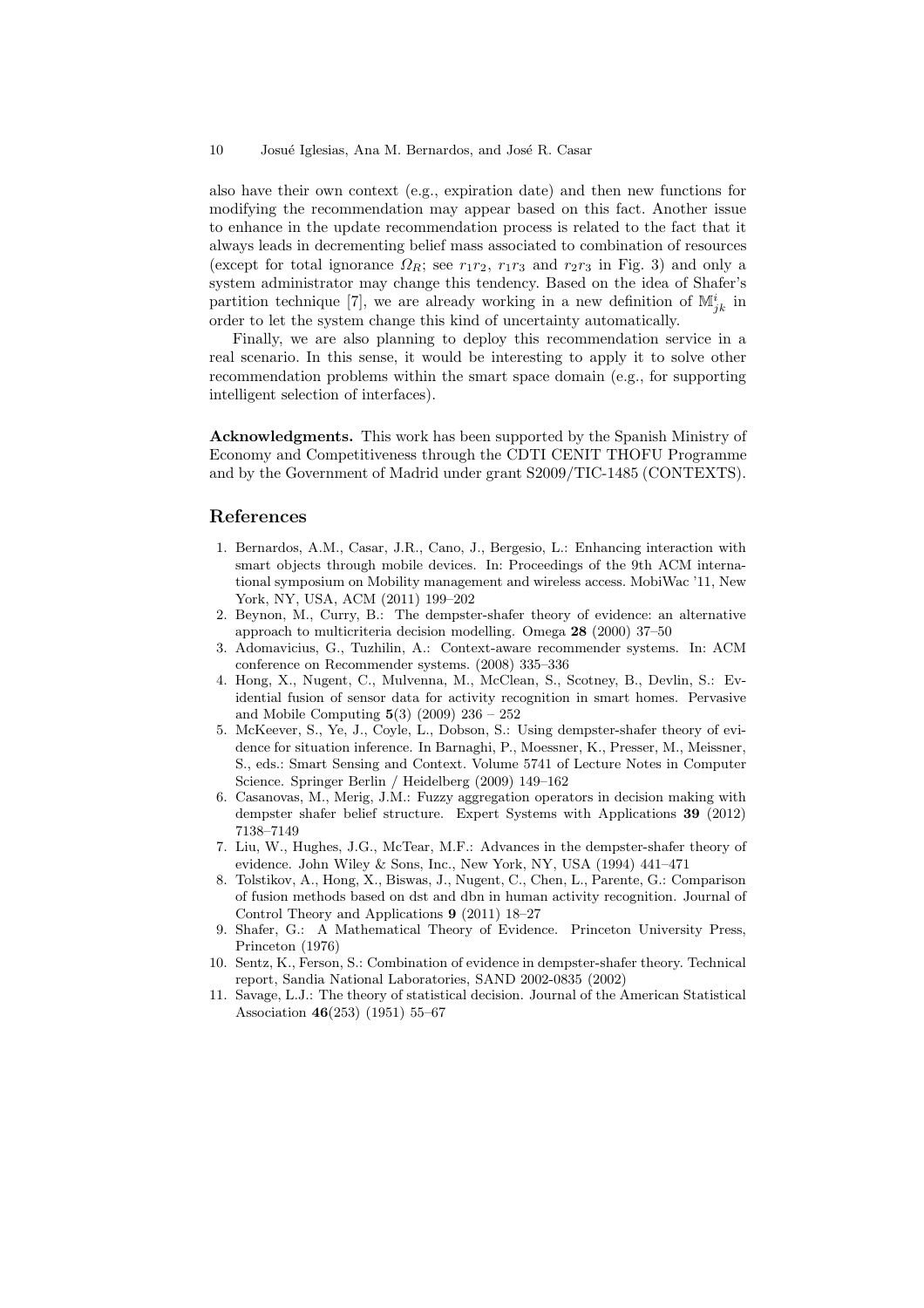also have their own context (e.g., expiration date) and then new functions for modifying the recommendation may appear based on this fact. Another issue to enhance in the update recommendation process is related to the fact that it always leads in decrementing belief mass associated to combination of resources (except for total ignorance $\Omega_R$; see $r_1r_2$, $r_1r_3$ and $r_2r_3$ in Fig. 3) and only a system administrator may change this tendency. Based on the idea of Shafer's partition technique [7], we are already working in a new definition of $\mathbb{M}^i_{jk}$ in order to let the system change this kind of uncertainty automatically.

Finally, we are also planning to deploy this recommendation service in a real scenario. In this sense, it would be interesting to apply it to solve other recommendation problems within the smart space domain (e.g., for supporting intelligent selection of interfaces).

**Acknowledgments.** This work has been supported by the Spanish Ministry of Economy and Competitiveness through the CDTI CENIT THOFU Programme and by the Government of Madrid under grant S2009/TIC-1485 (CONTEXTS).

## References

1. Bernardos, A.M., Casar, J.R., Cano, J., Bergesio, L.: Enhancing interaction with smart objects through mobile devices. In: Proceedings of the 9th ACM international symposium on Mobility management and wireless access. MobiWac '11, New York, NY, USA, ACM (2011) 199–202
2. Beynon, M., Curry, B.: The dempster-shafer theory of evidence: an alternative approach to multicriteria decision modelling. Omega **28** (2000) 37–50
3. Adomavicius, G., Tuzhilin, A.: Context-aware recommender systems. In: ACM conference on Recommender systems. (2008) 335–336
4. Hong, X., Nugent, C., Mulvenna, M., McClean, S., Scotney, B., Devlin, S.: Evidential fusion of sensor data for activity recognition in smart homes. Pervasive and Mobile Computing **5**(3) (2009) 236 – 252
5. McKeever, S., Ye, J., Coyle, L., Dobson, S.: Using dempster-shafer theory of evidence for situation inference. In Barnaghi, P., Moessner, K., Presser, M., Meissner, S., eds.: Smart Sensing and Context. Volume 5741 of Lecture Notes in Computer Science. Springer Berlin / Heidelberg (2009) 149–162
6. Casanovas, M., Merig, J.M.: Fuzzy aggregation operators in decision making with dempster shafer belief structure. Expert Systems with Applications **39** (2012) 7138–7149
7. Liu, W., Hughes, J.G., McTear, M.F.: Advances in the dempster-shafer theory of evidence. John Wiley & Sons, Inc., New York, NY, USA (1994) 441–471
8. Tolstikov, A., Hong, X., Biswas, J., Nugent, C., Chen, L., Parente, G.: Comparison of fusion methods based on dst and dbn in human activity recognition. Journal of Control Theory and Applications **9** (2011) 18–27
9. Shafer, G.: A Mathematical Theory of Evidence. Princeton University Press, Princeton (1976)
10. Sentz, K., Ferson, S.: Combination of evidence in dempster-shafer theory. Technical report, Sandia National Laboratories, SAND 2002-0835 (2002)
11. Savage, L.J.: The theory of statistical decision. Journal of the American Statistical Association **46**(253) (1951) 55–67